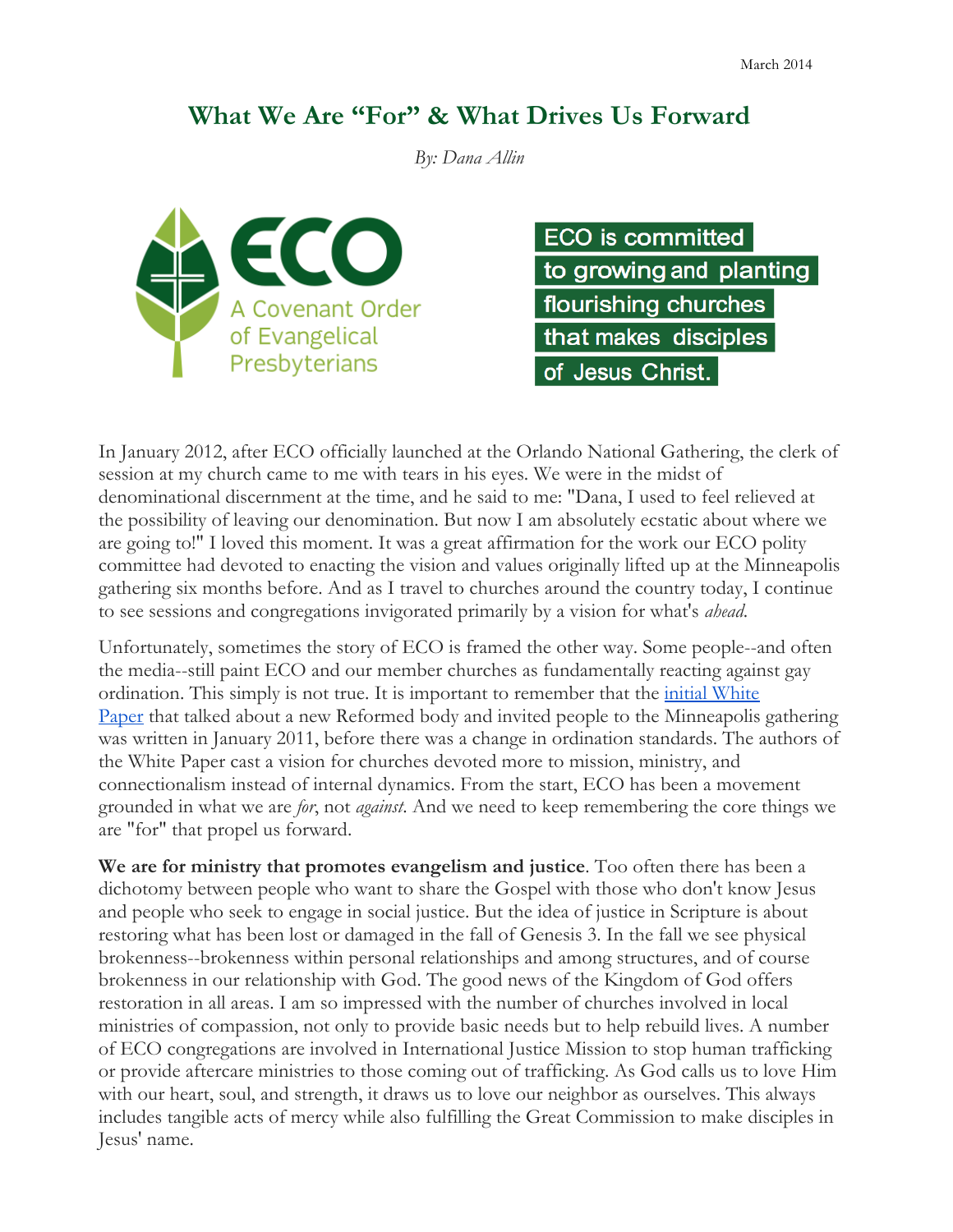March 2014

# What We Are "For" & What Drives Us Forward

*By: Dana Allin*

ECO
A Covenant Order of Evangelical Presbyterians

ECO is committed to growing and planting flourishing churches that makes disciples of Jesus Christ.

In January 2012, after ECO officially launched at the Orlando National Gathering, the clerk of session at my church came to me with tears in his eyes. We were in the midst of denominational discernment at the time, and he said to me: "Dana, I used to feel relieved at the possibility of leaving our denomination. But now I am absolutely ecstatic about where we are going to!" I loved this moment. It was a great affirmation for the work our ECO polity committee had devoted to enacting the vision and values originally lifted up at the Minneapolis gathering six months before. And as I travel to churches around the country today, I continue to see sessions and congregations invigorated primarily by a vision for what's *ahead*.

Unfortunately, sometimes the story of ECO is framed the other way. Some people--and often the media--still paint ECO and our member churches as fundamentally reacting against gay ordination. This simply is not true. It is important to remember that the initial White Paper that talked about a new Reformed body and invited people to the Minneapolis gathering was written in January 2011, before there was a change in ordination standards. The authors of the White Paper cast a vision for churches devoted more to mission, ministry, and connectionalism instead of internal dynamics. From the start, ECO has been a movement grounded in what we are *for*, not *against*. And we need to keep remembering the core things we are "for" that propel us forward.

**We are for ministry that promotes evangelism and justice**. Too often there has been a dichotomy between people who want to share the Gospel with those who don't know Jesus and people who seek to engage in social justice. But the idea of justice in Scripture is about restoring what has been lost or damaged in the fall of Genesis 3. In the fall we see physical brokenness--brokenness within personal relationships and among structures, and of course brokenness in our relationship with God. The good news of the Kingdom of God offers restoration in all areas. I am so impressed with the number of churches involved in local ministries of compassion, not only to provide basic needs but to help rebuild lives. A number of ECO congregations are involved in International Justice Mission to stop human trafficking or provide aftercare ministries to those coming out of trafficking. As God calls us to love Him with our heart, soul, and strength, it draws us to love our neighbor as ourselves. This always includes tangible acts of mercy while also fulfilling the Great Commission to make disciples in Jesus' name.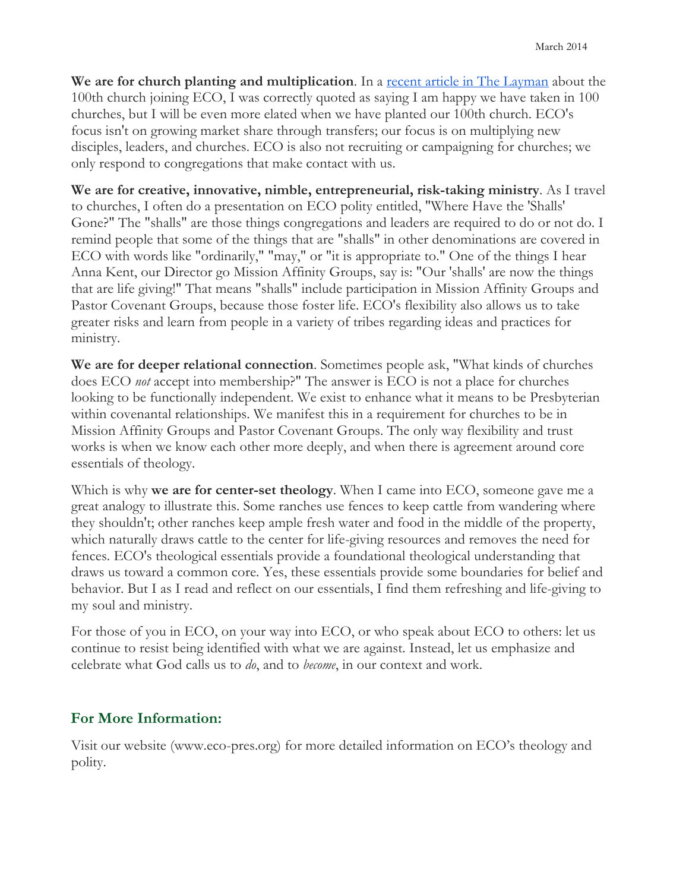**We are for church planting and multiplication**. In a [recent article in The Layman]() about the 100th church joining ECO, I was correctly quoted as saying I am happy we have taken in 100 churches, but I will be even more elated when we have planted our 100th church. ECO's focus isn't on growing market share through transfers; our focus is on multiplying new disciples, leaders, and churches. ECO is also not recruiting or campaigning for churches; we only respond to congregations that make contact with us.

**We are for creative, innovative, nimble, entrepreneurial, risk-taking ministry**. As I travel to churches, I often do a presentation on ECO polity entitled, "Where Have the 'Shalls' Gone?" The "shalls" are those things congregations and leaders are required to do or not do. I remind people that some of the things that are "shalls" in other denominations are covered in ECO with words like "ordinarily," "may," or "it is appropriate to." One of the things I hear Anna Kent, our Director go Mission Affinity Groups, say is: "Our 'shalls' are now the things that are life giving!" That means "shalls" include participation in Mission Affinity Groups and Pastor Covenant Groups, because those foster life. ECO's flexibility also allows us to take greater risks and learn from people in a variety of tribes regarding ideas and practices for ministry.

**We are for deeper relational connection**. Sometimes people ask, "What kinds of churches does ECO *not* accept into membership?" The answer is ECO is not a place for churches looking to be functionally independent. We exist to enhance what it means to be Presbyterian within covenantal relationships. We manifest this in a requirement for churches to be in Mission Affinity Groups and Pastor Covenant Groups. The only way flexibility and trust works is when we know each other more deeply, and when there is agreement around core essentials of theology.

Which is why **we are for center-set theology**. When I came into ECO, someone gave me a great analogy to illustrate this. Some ranches use fences to keep cattle from wandering where they shouldn't; other ranches keep ample fresh water and food in the middle of the property, which naturally draws cattle to the center for life-giving resources and removes the need for fences. ECO's theological essentials provide a foundational theological understanding that draws us toward a common core. Yes, these essentials provide some boundaries for belief and behavior. But I as I read and reflect on our essentials, I find them refreshing and life-giving to my soul and ministry.

For those of you in ECO, on your way into ECO, or who speak about ECO to others: let us continue to resist being identified with what we are against. Instead, let us emphasize and celebrate what God calls us to *do*, and to *become*, in our context and work.

## For More Information:

Visit our website (www.eco-pres.org) for more detailed information on ECO's theology and polity.